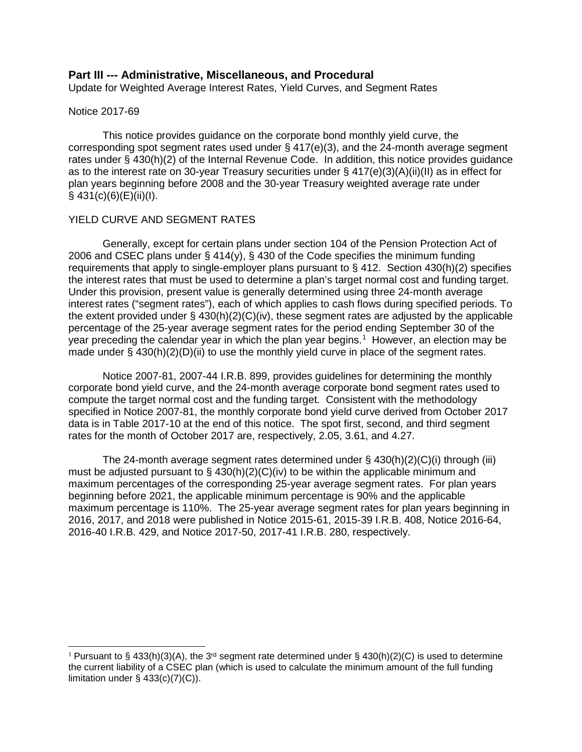## Part III --- Administrative, Miscellaneous, and Procedural

Update for Weighted Average Interest Rates, Yield Curves, and Segment Rates

Notice 2017-69

This notice provides guidance on the corporate bond monthly yield curve, the corresponding spot segment rates used under § 417(e)(3), and the 24-month average segment rates under § 430(h)(2) of the Internal Revenue Code. In addition, this notice provides guidance as to the interest rate on 30-year Treasury securities under § 417(e)(3)(A)(ii)(II) as in effect for plan years beginning before 2008 and the 30-year Treasury weighted average rate under § 431(c)(6)(E)(ii)(I).

YIELD CURVE AND SEGMENT RATES

Generally, except for certain plans under section 104 of the Pension Protection Act of 2006 and CSEC plans under § 414(y), § 430 of the Code specifies the minimum funding requirements that apply to single-employer plans pursuant to § 412. Section 430(h)(2) specifies the interest rates that must be used to determine a plan's target normal cost and funding target. Under this provision, present value is generally determined using three 24-month average interest rates ("segment rates"), each of which applies to cash flows during specified periods. To the extent provided under § 430(h)(2)(C)(iv), these segment rates are adjusted by the applicable percentage of the 25-year average segment rates for the period ending September 30 of the year preceding the calendar year in which the plan year begins.[1] However, an election may be made under § 430(h)(2)(D)(ii) to use the monthly yield curve in place of the segment rates.

Notice 2007-81, 2007-44 I.R.B. 899, provides guidelines for determining the monthly corporate bond yield curve, and the 24-month average corporate bond segment rates used to compute the target normal cost and the funding target. Consistent with the methodology specified in Notice 2007-81, the monthly corporate bond yield curve derived from October 2017 data is in Table 2017-10 at the end of this notice. The spot first, second, and third segment rates for the month of October 2017 are, respectively, 2.05, 3.61, and 4.27.

The 24-month average segment rates determined under § 430(h)(2)(C)(i) through (iii) must be adjusted pursuant to § 430(h)(2)(C)(iv) to be within the applicable minimum and maximum percentages of the corresponding 25-year average segment rates. For plan years beginning before 2021, the applicable minimum percentage is 90% and the applicable maximum percentage is 110%. The 25-year average segment rates for plan years beginning in 2016, 2017, and 2018 were published in Notice 2015-61, 2015-39 I.R.B. 408, Notice 2016-64, 2016-40 I.R.B. 429, and Notice 2017-50, 2017-41 I.R.B. 280, respectively.

[1] Pursuant to § 433(h)(3)(A), the 3rd segment rate determined under § 430(h)(2)(C) is used to determine the current liability of a CSEC plan (which is used to calculate the minimum amount of the full funding limitation under § 433(c)(7)(C)).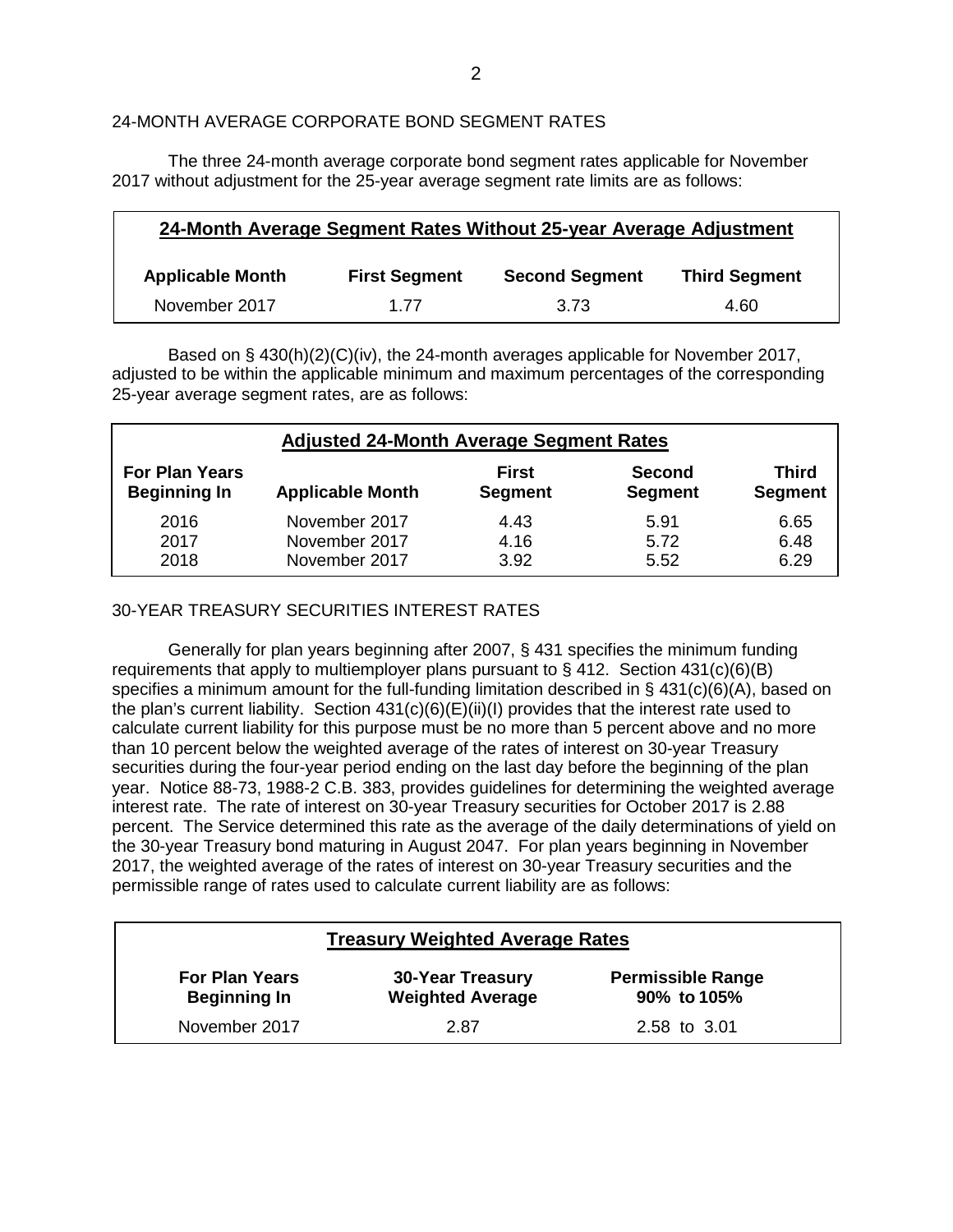## 24-MONTH AVERAGE CORPORATE BOND SEGMENT RATES

The three 24-month average corporate bond segment rates applicable for November 2017 without adjustment for the 25-year average segment rate limits are as follows:

| 24-Month Average Segment Rates Without 25-year Average Adjustment | | | |
|---|---|---|---|
| **Applicable Month** | **First Segment** | **Second Segment** | **Third Segment** |
| November 2017 | 1.77 | 3.73 | 4.60 |

Based on § 430(h)(2)(C)(iv), the 24-month averages applicable for November 2017, adjusted to be within the applicable minimum and maximum percentages of the corresponding 25-year average segment rates, are as follows:

| Adjusted 24-Month Average Segment Rates | | | | |
|---|---|---|---|---|
| **For Plan Years Beginning In** | **Applicable Month** | **First Segment** | **Second Segment** | **Third Segment** |
| 2016 | November 2017 | 4.43 | 5.91 | 6.65 |
| 2017 | November 2017 | 4.16 | 5.72 | 6.48 |
| 2018 | November 2017 | 3.92 | 5.52 | 6.29 |

## 30-YEAR TREASURY SECURITIES INTEREST RATES

Generally for plan years beginning after 2007, § 431 specifies the minimum funding requirements that apply to multiemployer plans pursuant to § 412. Section 431(c)(6)(B) specifies a minimum amount for the full-funding limitation described in § 431(c)(6)(A), based on the plan's current liability. Section 431(c)(6)(E)(ii)(I) provides that the interest rate used to calculate current liability for this purpose must be no more than 5 percent above and no more than 10 percent below the weighted average of the rates of interest on 30-year Treasury securities during the four-year period ending on the last day before the beginning of the plan year. Notice 88-73, 1988-2 C.B. 383, provides guidelines for determining the weighted average interest rate. The rate of interest on 30-year Treasury securities for October 2017 is 2.88 percent. The Service determined this rate as the average of the daily determinations of yield on the 30-year Treasury bond maturing in August 2047. For plan years beginning in November 2017, the weighted average of the rates of interest on 30-year Treasury securities and the permissible range of rates used to calculate current liability are as follows:

| Treasury Weighted Average Rates | | |
|---|---|---|
| **For Plan Years Beginning In** | **30-Year Treasury Weighted Average** | **Permissible Range 90% to 105%** |
| November 2017 | 2.87 | 2.58 to 3.01 |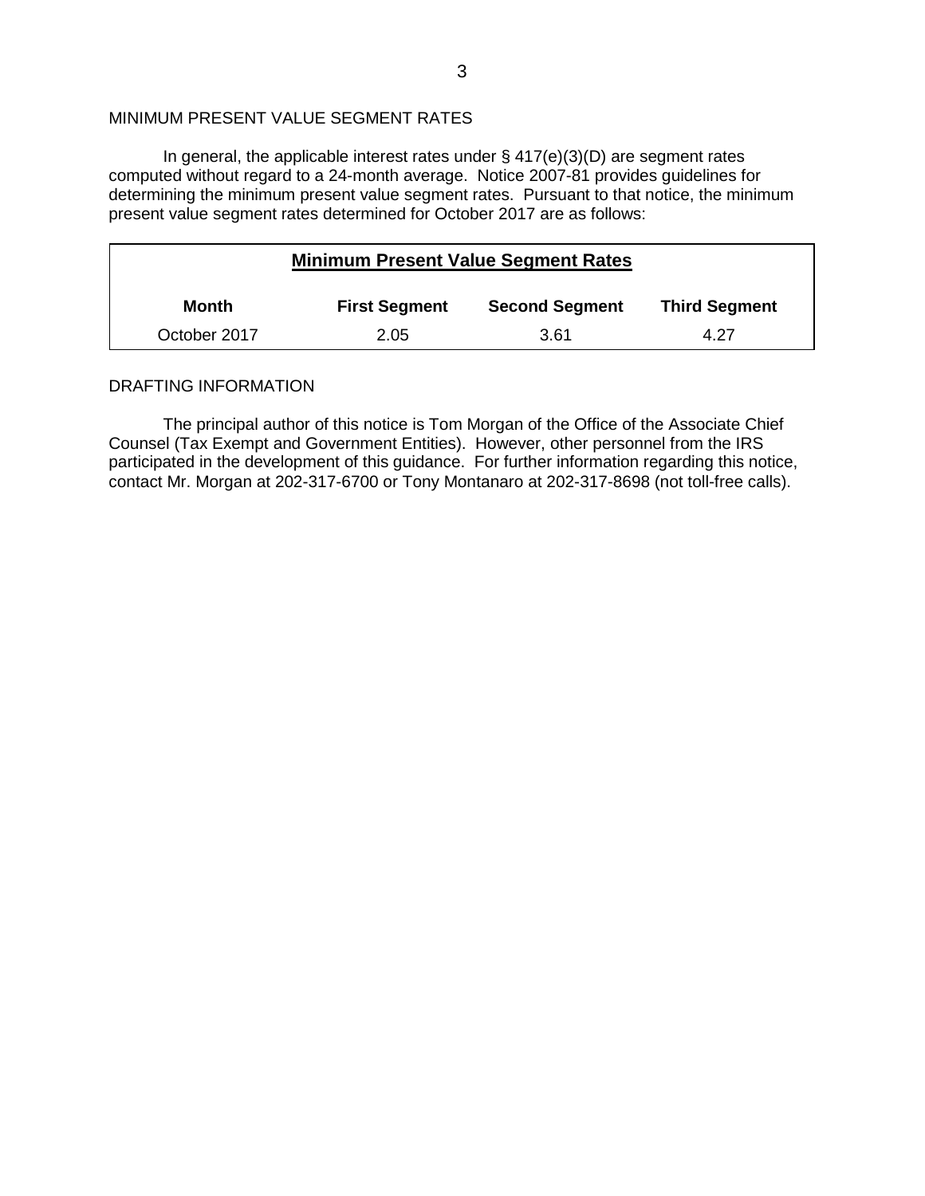## MINIMUM PRESENT VALUE SEGMENT RATES

In general, the applicable interest rates under § 417(e)(3)(D) are segment rates computed without regard to a 24-month average. Notice 2007-81 provides guidelines for determining the minimum present value segment rates. Pursuant to that notice, the minimum present value segment rates determined for October 2017 are as follows:

| **Minimum Present Value Segment Rates** | | | |
|---|---|---|---|
| **Month** | **First Segment** | **Second Segment** | **Third Segment** |
| October 2017 | 2.05 | 3.61 | 4.27 |

## DRAFTING INFORMATION

The principal author of this notice is Tom Morgan of the Office of the Associate Chief Counsel (Tax Exempt and Government Entities). However, other personnel from the IRS participated in the development of this guidance. For further information regarding this notice, contact Mr. Morgan at 202-317-6700 or Tony Montanaro at 202-317-8698 (not toll-free calls).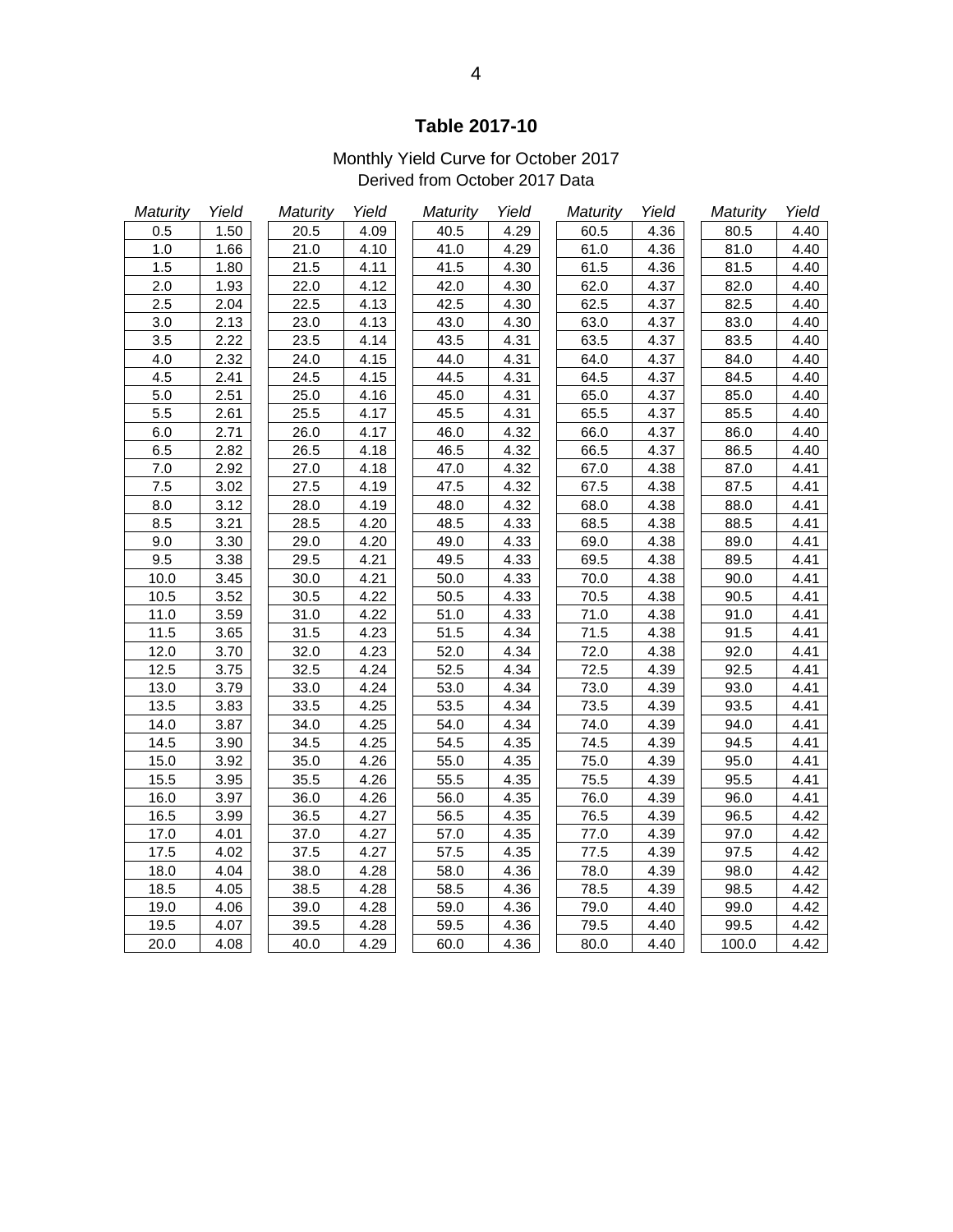# Table 2017-10

Monthly Yield Curve for October 2017
Derived from October 2017 Data

| Maturity | Yield | Maturity | Yield | Maturity | Yield | Maturity | Yield | Maturity | Yield |
|---|---|---|---|---|---|---|---|---|---|
| 0.5 | 1.50 | 20.5 | 4.09 | 40.5 | 4.29 | 60.5 | 4.36 | 80.5 | 4.40 |
| 1.0 | 1.66 | 21.0 | 4.10 | 41.0 | 4.29 | 61.0 | 4.36 | 81.0 | 4.40 |
| 1.5 | 1.80 | 21.5 | 4.11 | 41.5 | 4.30 | 61.5 | 4.36 | 81.5 | 4.40 |
| 2.0 | 1.93 | 22.0 | 4.12 | 42.0 | 4.30 | 62.0 | 4.37 | 82.0 | 4.40 |
| 2.5 | 2.04 | 22.5 | 4.13 | 42.5 | 4.30 | 62.5 | 4.37 | 82.5 | 4.40 |
| 3.0 | 2.13 | 23.0 | 4.13 | 43.0 | 4.30 | 63.0 | 4.37 | 83.0 | 4.40 |
| 3.5 | 2.22 | 23.5 | 4.14 | 43.5 | 4.31 | 63.5 | 4.37 | 83.5 | 4.40 |
| 4.0 | 2.32 | 24.0 | 4.15 | 44.0 | 4.31 | 64.0 | 4.37 | 84.0 | 4.40 |
| 4.5 | 2.41 | 24.5 | 4.15 | 44.5 | 4.31 | 64.5 | 4.37 | 84.5 | 4.40 |
| 5.0 | 2.51 | 25.0 | 4.16 | 45.0 | 4.31 | 65.0 | 4.37 | 85.0 | 4.40 |
| 5.5 | 2.61 | 25.5 | 4.17 | 45.5 | 4.31 | 65.5 | 4.37 | 85.5 | 4.40 |
| 6.0 | 2.71 | 26.0 | 4.17 | 46.0 | 4.32 | 66.0 | 4.37 | 86.0 | 4.40 |
| 6.5 | 2.82 | 26.5 | 4.18 | 46.5 | 4.32 | 66.5 | 4.37 | 86.5 | 4.40 |
| 7.0 | 2.92 | 27.0 | 4.18 | 47.0 | 4.32 | 67.0 | 4.38 | 87.0 | 4.41 |
| 7.5 | 3.02 | 27.5 | 4.19 | 47.5 | 4.32 | 67.5 | 4.38 | 87.5 | 4.41 |
| 8.0 | 3.12 | 28.0 | 4.19 | 48.0 | 4.32 | 68.0 | 4.38 | 88.0 | 4.41 |
| 8.5 | 3.21 | 28.5 | 4.20 | 48.5 | 4.33 | 68.5 | 4.38 | 88.5 | 4.41 |
| 9.0 | 3.30 | 29.0 | 4.20 | 49.0 | 4.33 | 69.0 | 4.38 | 89.0 | 4.41 |
| 9.5 | 3.38 | 29.5 | 4.21 | 49.5 | 4.33 | 69.5 | 4.38 | 89.5 | 4.41 |
| 10.0 | 3.45 | 30.0 | 4.21 | 50.0 | 4.33 | 70.0 | 4.38 | 90.0 | 4.41 |
| 10.5 | 3.52 | 30.5 | 4.22 | 50.5 | 4.33 | 70.5 | 4.38 | 90.5 | 4.41 |
| 11.0 | 3.59 | 31.0 | 4.22 | 51.0 | 4.33 | 71.0 | 4.38 | 91.0 | 4.41 |
| 11.5 | 3.65 | 31.5 | 4.23 | 51.5 | 4.34 | 71.5 | 4.38 | 91.5 | 4.41 |
| 12.0 | 3.70 | 32.0 | 4.23 | 52.0 | 4.34 | 72.0 | 4.38 | 92.0 | 4.41 |
| 12.5 | 3.75 | 32.5 | 4.24 | 52.5 | 4.34 | 72.5 | 4.39 | 92.5 | 4.41 |
| 13.0 | 3.79 | 33.0 | 4.24 | 53.0 | 4.34 | 73.0 | 4.39 | 93.0 | 4.41 |
| 13.5 | 3.83 | 33.5 | 4.25 | 53.5 | 4.34 | 73.5 | 4.39 | 93.5 | 4.41 |
| 14.0 | 3.87 | 34.0 | 4.25 | 54.0 | 4.34 | 74.0 | 4.39 | 94.0 | 4.41 |
| 14.5 | 3.90 | 34.5 | 4.25 | 54.5 | 4.35 | 74.5 | 4.39 | 94.5 | 4.41 |
| 15.0 | 3.92 | 35.0 | 4.26 | 55.0 | 4.35 | 75.0 | 4.39 | 95.0 | 4.41 |
| 15.5 | 3.95 | 35.5 | 4.26 | 55.5 | 4.35 | 75.5 | 4.39 | 95.5 | 4.41 |
| 16.0 | 3.97 | 36.0 | 4.26 | 56.0 | 4.35 | 76.0 | 4.39 | 96.0 | 4.41 |
| 16.5 | 3.99 | 36.5 | 4.27 | 56.5 | 4.35 | 76.5 | 4.39 | 96.5 | 4.42 |
| 17.0 | 4.01 | 37.0 | 4.27 | 57.0 | 4.35 | 77.0 | 4.39 | 97.0 | 4.42 |
| 17.5 | 4.02 | 37.5 | 4.27 | 57.5 | 4.35 | 77.5 | 4.39 | 97.5 | 4.42 |
| 18.0 | 4.04 | 38.0 | 4.28 | 58.0 | 4.36 | 78.0 | 4.39 | 98.0 | 4.42 |
| 18.5 | 4.05 | 38.5 | 4.28 | 58.5 | 4.36 | 78.5 | 4.39 | 98.5 | 4.42 |
| 19.0 | 4.06 | 39.0 | 4.28 | 59.0 | 4.36 | 79.0 | 4.40 | 99.0 | 4.42 |
| 19.5 | 4.07 | 39.5 | 4.28 | 59.5 | 4.36 | 79.5 | 4.40 | 99.5 | 4.42 |
| 20.0 | 4.08 | 40.0 | 4.29 | 60.0 | 4.36 | 80.0 | 4.40 | 100.0 | 4.42 |